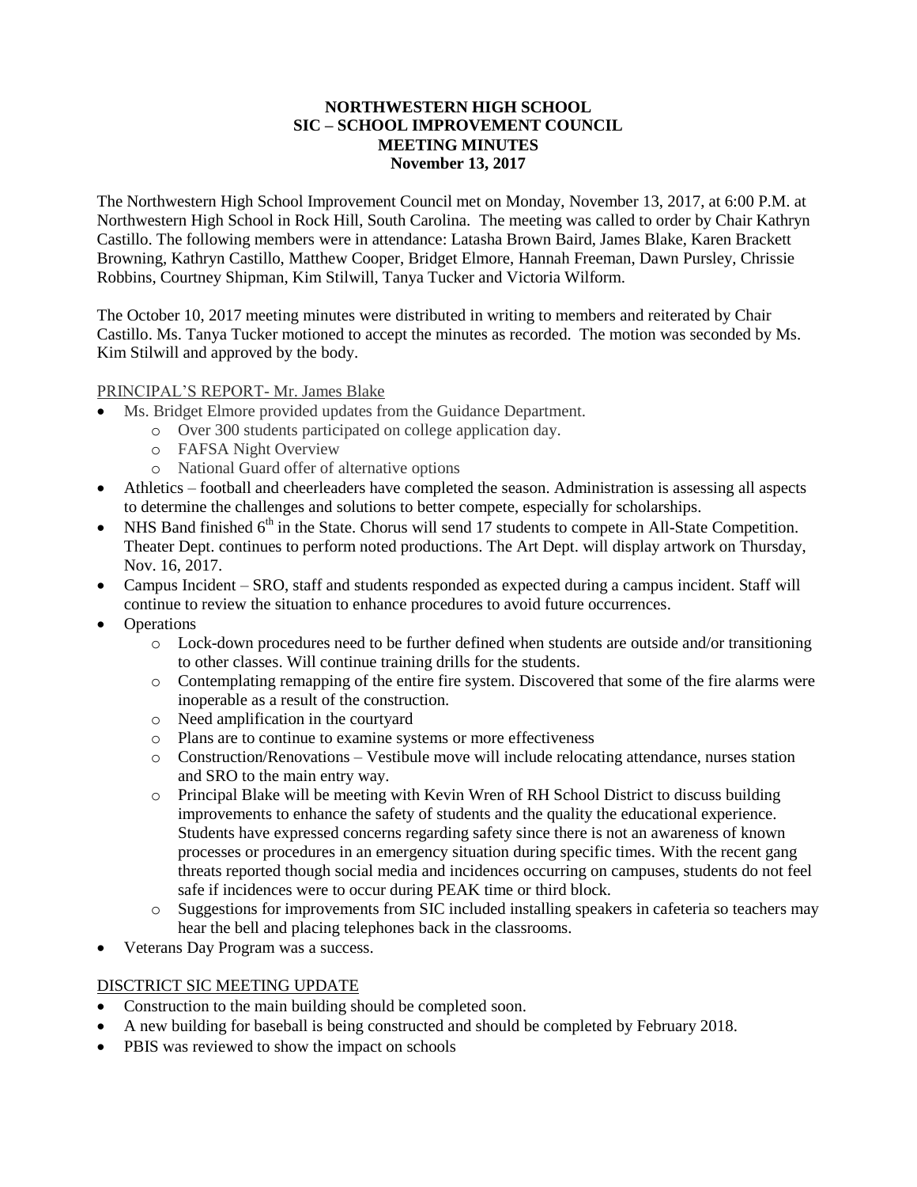**NORTHWESTERN HIGH SCHOOL**
**SIC – SCHOOL IMPROVEMENT COUNCIL**
**MEETING MINUTES**
**November 13, 2017**

The Northwestern High School Improvement Council met on Monday, November 13, 2017, at 6:00 P.M. at Northwestern High School in Rock Hill, South Carolina. The meeting was called to order by Chair Kathryn Castillo. The following members were in attendance: Latasha Brown Baird, James Blake, Karen Brackett Browning, Kathryn Castillo, Matthew Cooper, Bridget Elmore, Hannah Freeman, Dawn Pursley, Chrissie Robbins, Courtney Shipman, Kim Stilwill, Tanya Tucker and Victoria Wilform.

The October 10, 2017 meeting minutes were distributed in writing to members and reiterated by Chair Castillo. Ms. Tanya Tucker motioned to accept the minutes as recorded. The motion was seconded by Ms. Kim Stilwill and approved by the body.

PRINCIPAL'S REPORT- Mr. James Blake

- Ms. Bridget Elmore provided updates from the Guidance Department.
  - Over 300 students participated on college application day.
  - FAFSA Night Overview
  - National Guard offer of alternative options
- Athletics – football and cheerleaders have completed the season. Administration is assessing all aspects to determine the challenges and solutions to better compete, especially for scholarships.
- NHS Band finished 6th in the State. Chorus will send 17 students to compete in All-State Competition. Theater Dept. continues to perform noted productions. The Art Dept. will display artwork on Thursday, Nov. 16, 2017.
- Campus Incident – SRO, staff and students responded as expected during a campus incident. Staff will continue to review the situation to enhance procedures to avoid future occurrences.
- Operations
  - Lock-down procedures need to be further defined when students are outside and/or transitioning to other classes. Will continue training drills for the students.
  - Contemplating remapping of the entire fire system. Discovered that some of the fire alarms were inoperable as a result of the construction.
  - Need amplification in the courtyard
  - Plans are to continue to examine systems or more effectiveness
  - Construction/Renovations – Vestibule move will include relocating attendance, nurses station and SRO to the main entry way.
  - Principal Blake will be meeting with Kevin Wren of RH School District to discuss building improvements to enhance the safety of students and the quality the educational experience. Students have expressed concerns regarding safety since there is not an awareness of known processes or procedures in an emergency situation during specific times. With the recent gang threats reported though social media and incidences occurring on campuses, students do not feel safe if incidences were to occur during PEAK time or third block.
  - Suggestions for improvements from SIC included installing speakers in cafeteria so teachers may hear the bell and placing telephones back in the classrooms.
- Veterans Day Program was a success.

DISCTRICT SIC MEETING UPDATE

- Construction to the main building should be completed soon.
- A new building for baseball is being constructed and should be completed by February 2018.
- PBIS was reviewed to show the impact on schools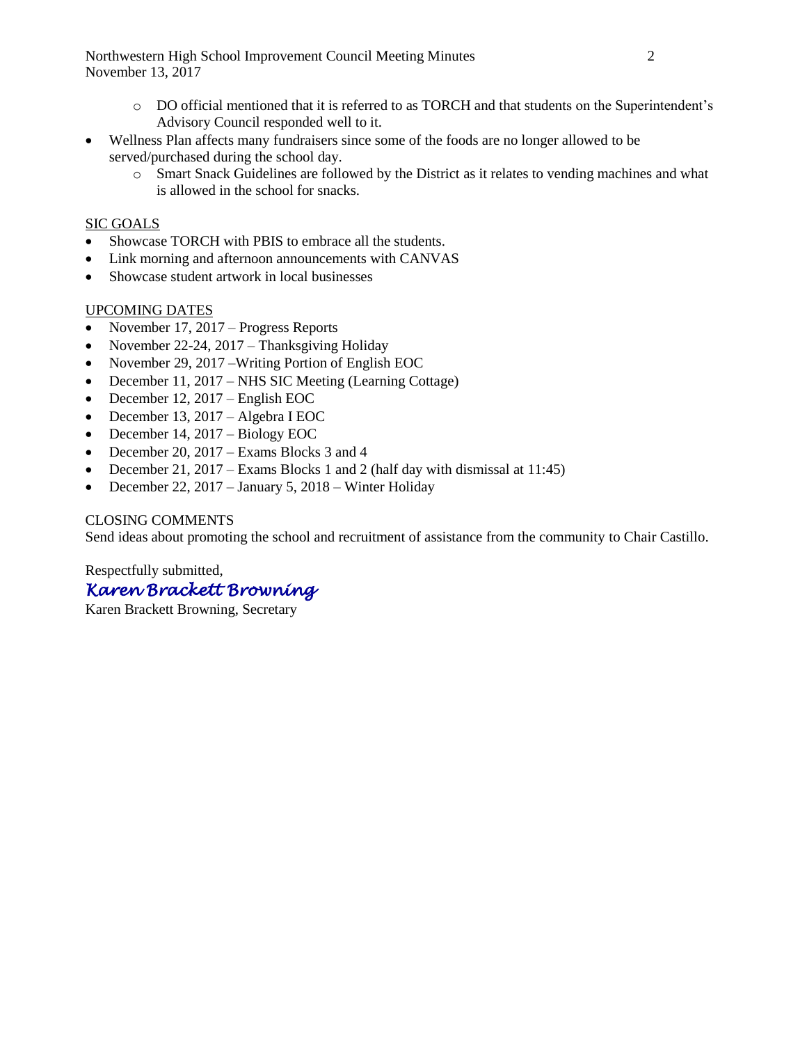- DO official mentioned that it is referred to as TORCH and that students on the Superintendent's Advisory Council responded well to it.
- Wellness Plan affects many fundraisers since some of the foods are no longer allowed to be served/purchased during the school day.
   - Smart Snack Guidelines are followed by the District as it relates to vending machines and what is allowed in the school for snacks.

SIC GOALS

- Showcase TORCH with PBIS to embrace all the students.
- Link morning and afternoon announcements with CANVAS
- Showcase student artwork in local businesses

UPCOMING DATES

- November 17, 2017 – Progress Reports
- November 22-24, 2017 – Thanksgiving Holiday
- November 29, 2017 –Writing Portion of English EOC
- December 11, 2017 – NHS SIC Meeting (Learning Cottage)
- December 12, 2017 – English EOC
- December 13, 2017 – Algebra I EOC
- December 14, 2017 – Biology EOC
- December 20, 2017 – Exams Blocks 3 and 4
- December 21, 2017 – Exams Blocks 1 and 2 (half day with dismissal at 11:45)
- December 22, 2017 – January 5, 2018 – Winter Holiday

CLOSING COMMENTS

Send ideas about promoting the school and recruitment of assistance from the community to Chair Castillo.

Respectfully submitted,

*Karen Brackett Browning*

Karen Brackett Browning, Secretary